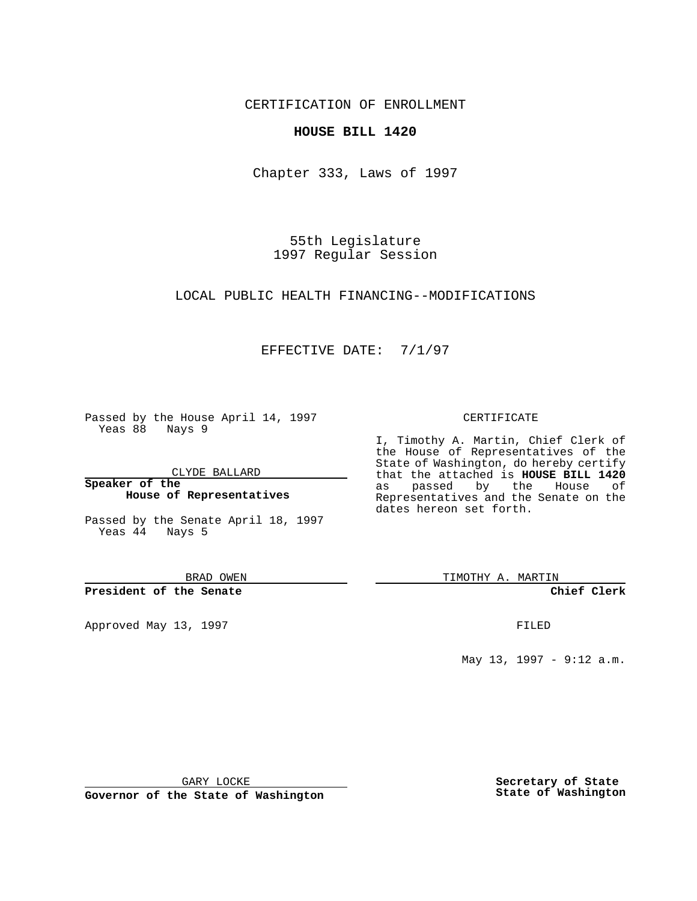CERTIFICATION OF ENROLLMENT

**HOUSE BILL 1420**

Chapter 333, Laws of 1997

55th Legislature
1997 Regular Session

LOCAL PUBLIC HEALTH FINANCING--MODIFICATIONS

EFFECTIVE DATE: 7/1/97

Passed by the House April 14, 1997
Yeas 88 Nays 9

CLYDE BALLARD

**Speaker of the House of Representatives**

Passed by the Senate April 18, 1997
Yeas 44 Nays 5

BRAD OWEN

**President of the Senate**

Approved May 13, 1997

GARY LOCKE

**Governor of the State of Washington**

CERTIFICATE

I, Timothy A. Martin, Chief Clerk of the House of Representatives of the State of Washington, do hereby certify that the attached is **HOUSE BILL 1420** as passed by the House of Representatives and the Senate on the dates hereon set forth.

TIMOTHY A. MARTIN

**Chief Clerk**

FILED

May 13, 1997 - 9:12 a.m.

**Secretary of State**
**State of Washington**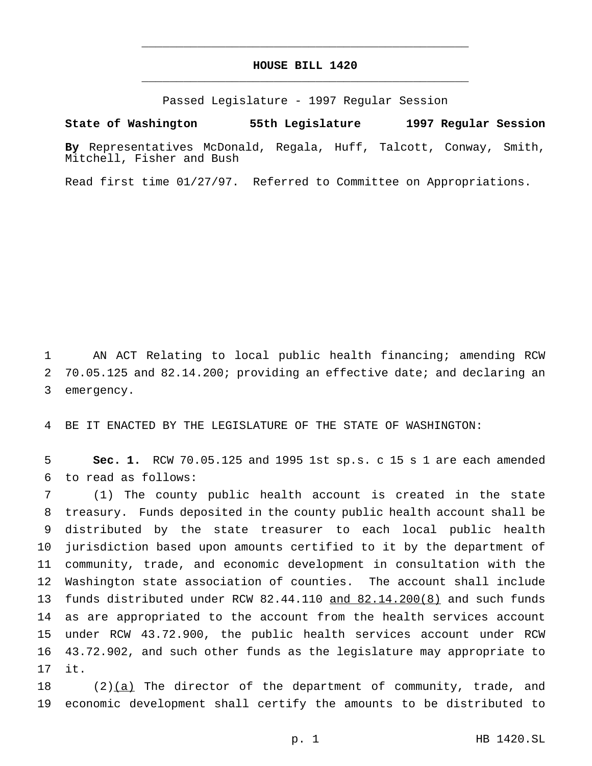# HOUSE BILL 1420

Passed Legislature - 1997 Regular Session

**State of Washington 55th Legislature 1997 Regular Session**

**By** Representatives McDonald, Regala, Huff, Talcott, Conway, Smith, Mitchell, Fisher and Bush

Read first time 01/27/97. Referred to Committee on Appropriations.

1 AN ACT Relating to local public health financing; amending RCW
2 70.05.125 and 82.14.200; providing an effective date; and declaring an
3 emergency.

4 BE IT ENACTED BY THE LEGISLATURE OF THE STATE OF WASHINGTON:

5 **Sec. 1.** RCW 70.05.125 and 1995 1st sp.s. c 15 s 1 are each amended
6 to read as follows:
7 (1) The county public health account is created in the state
8 treasury. Funds deposited in the county public health account shall be
9 distributed by the state treasurer to each local public health
10 jurisdiction based upon amounts certified to it by the department of
11 community, trade, and economic development in consultation with the
12 Washington state association of counties. The account shall include
13 funds distributed under RCW 82.44.110 <u>and 82.14.200(8)</u> and such funds
14 as are appropriated to the account from the health services account
15 under RCW 43.72.900, the public health services account under RCW
16 43.72.902, and such other funds as the legislature may appropriate to
17 it.
18 (2)<u>(a)</u> The director of the department of community, trade, and
19 economic development shall certify the amounts to be distributed to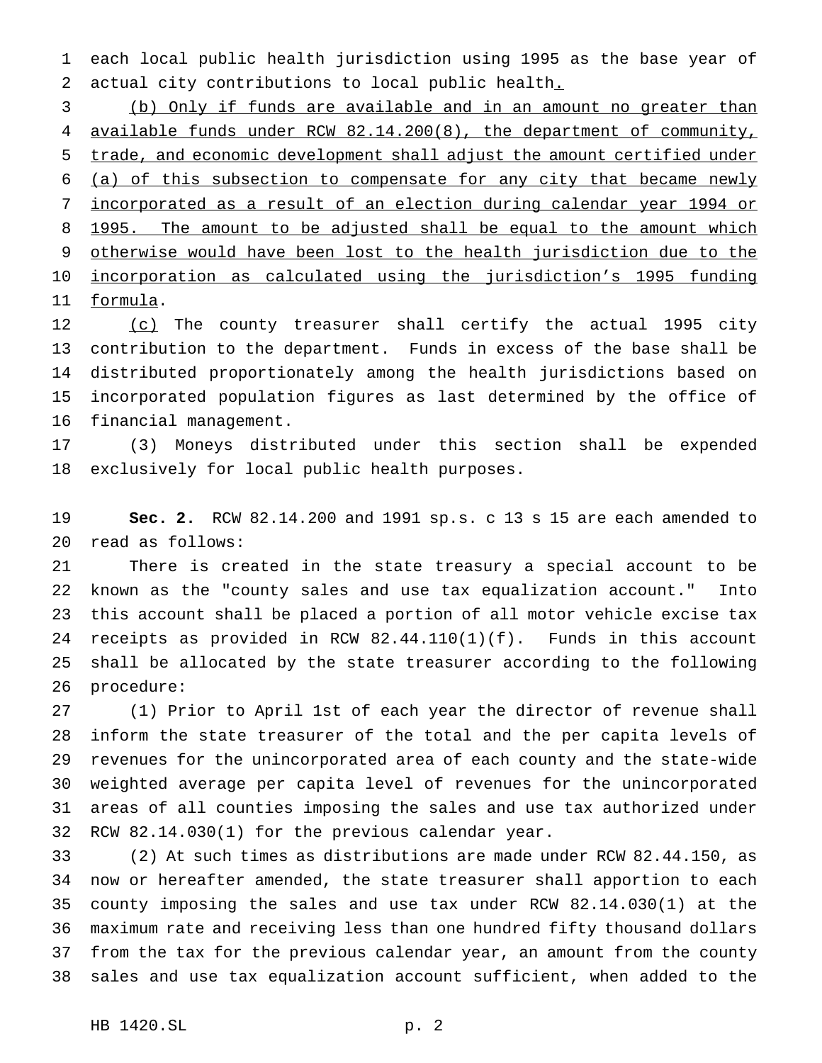each local public health jurisdiction using 1995 as the base year of actual city contributions to local public health.

(b) Only if funds are available and in an amount no greater than available funds under RCW 82.14.200(8), the department of community, trade, and economic development shall adjust the amount certified under (a) of this subsection to compensate for any city that became newly incorporated as a result of an election during calendar year 1994 or 1995. The amount to be adjusted shall be equal to the amount which otherwise would have been lost to the health jurisdiction due to the incorporation as calculated using the jurisdiction's 1995 funding formula.

(c) The county treasurer shall certify the actual 1995 city contribution to the department. Funds in excess of the base shall be distributed proportionately among the health jurisdictions based on incorporated population figures as last determined by the office of financial management.

(3) Moneys distributed under this section shall be expended exclusively for local public health purposes.

**Sec. 2.** RCW 82.14.200 and 1991 sp.s. c 13 s 15 are each amended to read as follows:

There is created in the state treasury a special account to be known as the "county sales and use tax equalization account." Into this account shall be placed a portion of all motor vehicle excise tax receipts as provided in RCW 82.44.110(1)(f). Funds in this account shall be allocated by the state treasurer according to the following procedure:

(1) Prior to April 1st of each year the director of revenue shall inform the state treasurer of the total and the per capita levels of revenues for the unincorporated area of each county and the state-wide weighted average per capita level of revenues for the unincorporated areas of all counties imposing the sales and use tax authorized under RCW 82.14.030(1) for the previous calendar year.

(2) At such times as distributions are made under RCW 82.44.150, as now or hereafter amended, the state treasurer shall apportion to each county imposing the sales and use tax under RCW 82.14.030(1) at the maximum rate and receiving less than one hundred fifty thousand dollars from the tax for the previous calendar year, an amount from the county sales and use tax equalization account sufficient, when added to the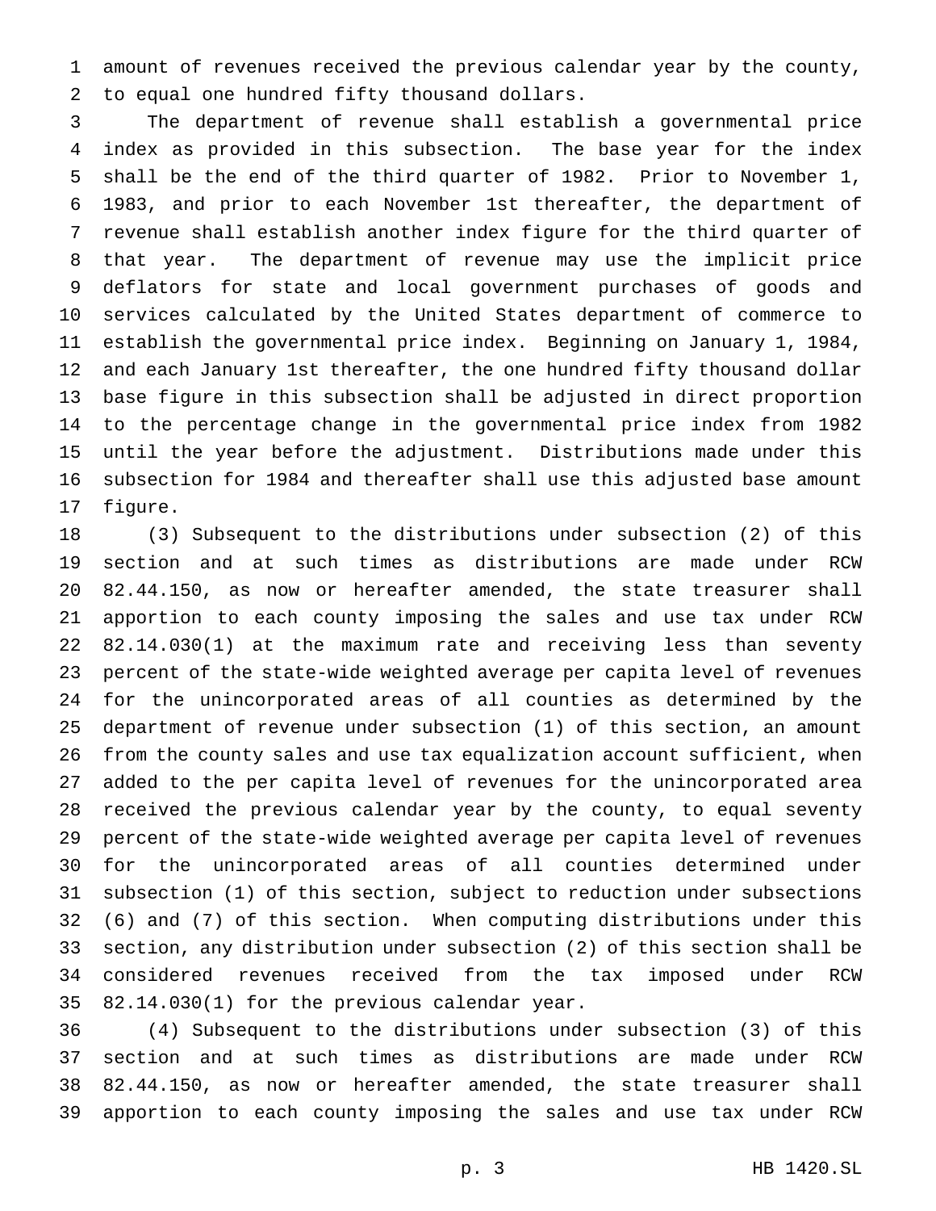amount of revenues received the previous calendar year by the county, to equal one hundred fifty thousand dollars.

The department of revenue shall establish a governmental price index as provided in this subsection. The base year for the index shall be the end of the third quarter of 1982. Prior to November 1, 1983, and prior to each November 1st thereafter, the department of revenue shall establish another index figure for the third quarter of that year. The department of revenue may use the implicit price deflators for state and local government purchases of goods and services calculated by the United States department of commerce to establish the governmental price index. Beginning on January 1, 1984, and each January 1st thereafter, the one hundred fifty thousand dollar base figure in this subsection shall be adjusted in direct proportion to the percentage change in the governmental price index from 1982 until the year before the adjustment. Distributions made under this subsection for 1984 and thereafter shall use this adjusted base amount figure.

(3) Subsequent to the distributions under subsection (2) of this section and at such times as distributions are made under RCW 82.44.150, as now or hereafter amended, the state treasurer shall apportion to each county imposing the sales and use tax under RCW 82.14.030(1) at the maximum rate and receiving less than seventy percent of the state-wide weighted average per capita level of revenues for the unincorporated areas of all counties as determined by the department of revenue under subsection (1) of this section, an amount from the county sales and use tax equalization account sufficient, when added to the per capita level of revenues for the unincorporated area received the previous calendar year by the county, to equal seventy percent of the state-wide weighted average per capita level of revenues for the unincorporated areas of all counties determined under subsection (1) of this section, subject to reduction under subsections (6) and (7) of this section. When computing distributions under this section, any distribution under subsection (2) of this section shall be considered revenues received from the tax imposed under RCW 82.14.030(1) for the previous calendar year.

(4) Subsequent to the distributions under subsection (3) of this section and at such times as distributions are made under RCW 82.44.150, as now or hereafter amended, the state treasurer shall apportion to each county imposing the sales and use tax under RCW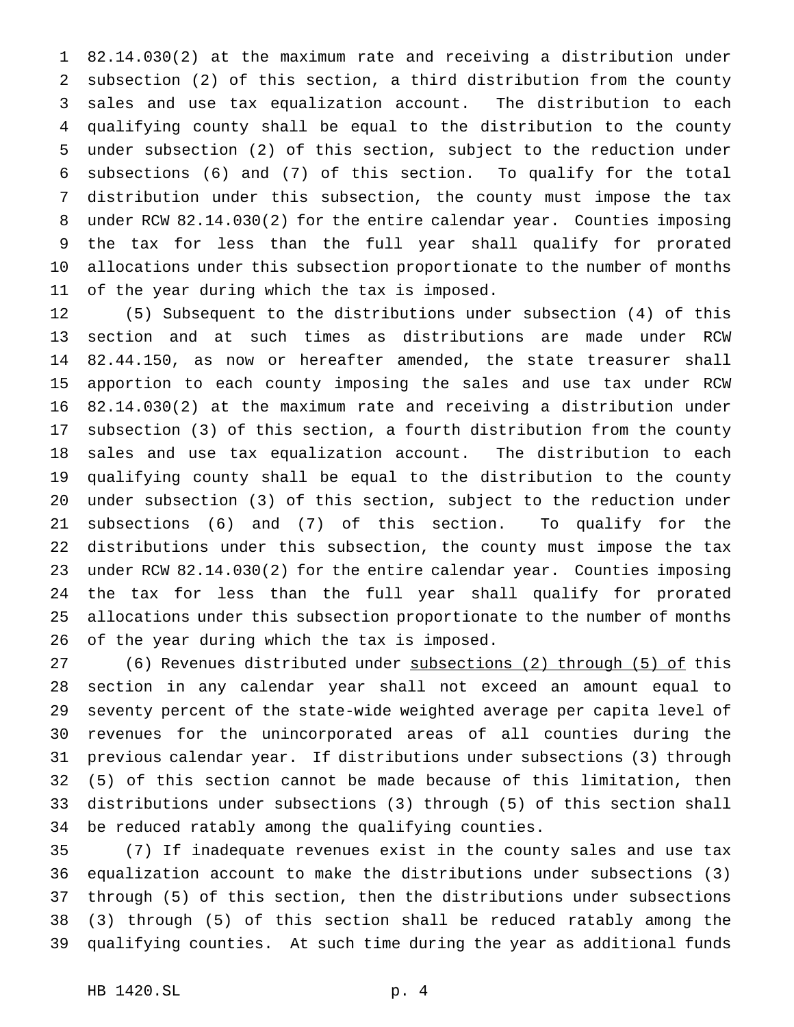82.14.030(2) at the maximum rate and receiving a distribution under subsection (2) of this section, a third distribution from the county sales and use tax equalization account. The distribution to each qualifying county shall be equal to the distribution to the county under subsection (2) of this section, subject to the reduction under subsections (6) and (7) of this section. To qualify for the total distribution under this subsection, the county must impose the tax under RCW 82.14.030(2) for the entire calendar year. Counties imposing the tax for less than the full year shall qualify for prorated allocations under this subsection proportionate to the number of months of the year during which the tax is imposed.

(5) Subsequent to the distributions under subsection (4) of this section and at such times as distributions are made under RCW 82.44.150, as now or hereafter amended, the state treasurer shall apportion to each county imposing the sales and use tax under RCW 82.14.030(2) at the maximum rate and receiving a distribution under subsection (3) of this section, a fourth distribution from the county sales and use tax equalization account. The distribution to each qualifying county shall be equal to the distribution to the county under subsection (3) of this section, subject to the reduction under subsections (6) and (7) of this section. To qualify for the distributions under this subsection, the county must impose the tax under RCW 82.14.030(2) for the entire calendar year. Counties imposing the tax for less than the full year shall qualify for prorated allocations under this subsection proportionate to the number of months of the year during which the tax is imposed.

(6) Revenues distributed under <u>subsections (2) through (5) of</u> this section in any calendar year shall not exceed an amount equal to seventy percent of the state-wide weighted average per capita level of revenues for the unincorporated areas of all counties during the previous calendar year. If distributions under subsections (3) through (5) of this section cannot be made because of this limitation, then distributions under subsections (3) through (5) of this section shall be reduced ratably among the qualifying counties.

(7) If inadequate revenues exist in the county sales and use tax equalization account to make the distributions under subsections (3) through (5) of this section, then the distributions under subsections (3) through (5) of this section shall be reduced ratably among the qualifying counties. At such time during the year as additional funds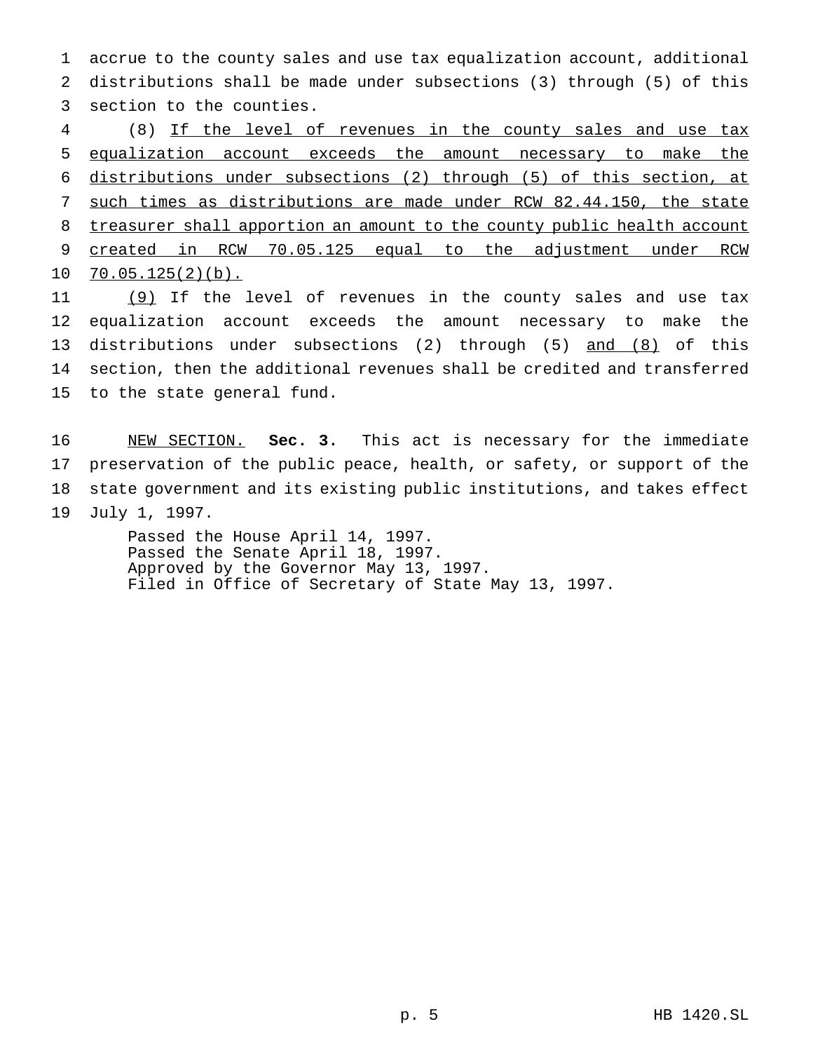accrue to the county sales and use tax equalization account, additional distributions shall be made under subsections (3) through (5) of this section to the counties.

(8) <u>If the level of revenues in the county sales and use tax equalization account exceeds the amount necessary to make the distributions under subsections (2) through (5) of this section, at such times as distributions are made under RCW 82.44.150, the state treasurer shall apportion an amount to the county public health account created in RCW 70.05.125 equal to the adjustment under RCW 70.05.125(2)(b).</u>

<u>(9)</u> If the level of revenues in the county sales and use tax equalization account exceeds the amount necessary to make the distributions under subsections (2) through (5) <u>and (8)</u> of this section, then the additional revenues shall be credited and transferred to the state general fund.

<u>NEW SECTION.</u> **Sec. 3.** This act is necessary for the immediate preservation of the public peace, health, or safety, or support of the state government and its existing public institutions, and takes effect July 1, 1997.

Passed the House April 14, 1997.
Passed the Senate April 18, 1997.
Approved by the Governor May 13, 1997.
Filed in Office of Secretary of State May 13, 1997.